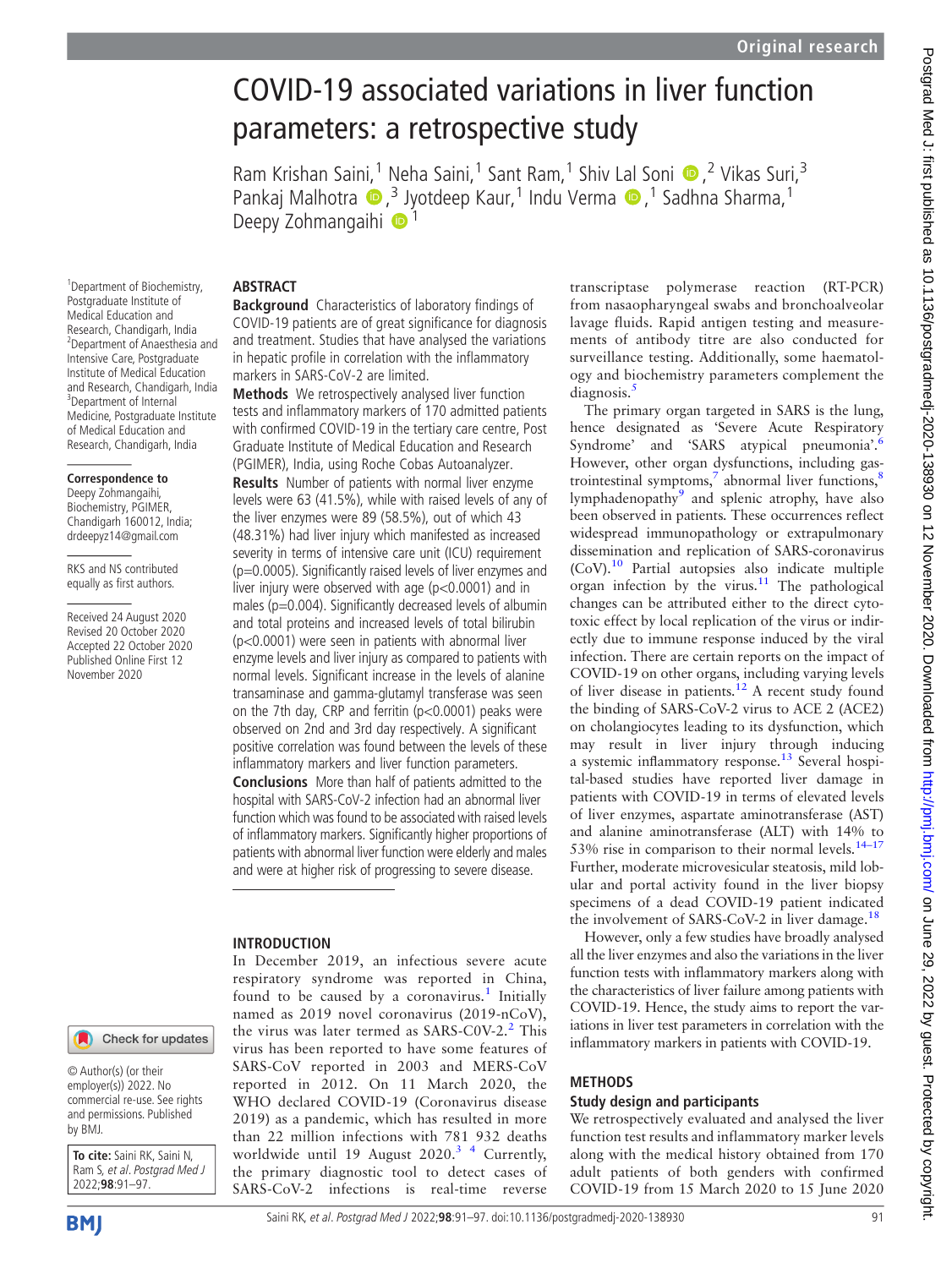# COVID-19 associated variations in liver function parameters: a retrospective study

Ram Krishan Saini,[1] Neha Saini,[1] Sant Ram,[1] Shiv Lal Soni,[2] Vikas Suri,[3] Pankaj Malhotra,[3] Jyotdeep Kaur,[1] Indu Verma,[1] Sadhna Sharma,[1] Deepy Zohmangaihi[1]

[1]Department of Biochemistry, Postgraduate Institute of Medical Education and Research, Chandigarh, India
[2]Department of Anaesthesia and Intensive Care, Postgraduate Institute of Medical Education and Research, Chandigarh, India
[3]Department of Internal Medicine, Postgraduate Institute of Medical Education and Research, Chandigarh, India

**Correspondence to**
Deepy Zohmangaihi, Biochemistry, PGIMER, Chandigarh 160012, India; drdeepyz14@gmail.com

RKS and NS contributed equally as first authors.

Received 24 August 2020
Revised 20 October 2020
Accepted 22 October 2020
Published Online First 12 November 2020

© Author(s) (or their employer(s)) 2022. No commercial re-use. See rights and permissions. Published by BMJ.

**To cite:** Saini RK, Saini N, Ram S, *et al*. *Postgrad Med J* 2022;**98**:91–97.

## ABSTRACT

**Background** Characteristics of laboratory findings of COVID-19 patients are of great significance for diagnosis and treatment. Studies that have analysed the variations in hepatic profile in correlation with the inflammatory markers in SARS-CoV-2 are limited.

**Methods** We retrospectively analysed liver function tests and inflammatory markers of 170 admitted patients with confirmed COVID-19 in the tertiary care centre, Post Graduate Institute of Medical Education and Research (PGIMER), India, using Roche Cobas Autoanalyzer.

**Results** Number of patients with normal liver enzyme levels were 63 (41.5%), while with raised levels of any of the liver enzymes were 89 (58.5%), out of which 43 (48.31%) had liver injury which manifested as increased severity in terms of intensive care unit (ICU) requirement (p=0.0005). Significantly raised levels of liver enzymes and liver injury were observed with age (p<0.0001) and in males (p=0.004). Significantly decreased levels of albumin and total proteins and increased levels of total bilirubin (p<0.0001) were seen in patients with abnormal liver enzyme levels and liver injury as compared to patients with normal levels. Significant increase in the levels of alanine transaminase and gamma-glutamyl transferase was seen on the 7th day, CRP and ferritin (p<0.0001) peaks were observed on 2nd and 3rd day respectively. A significant positive correlation was found between the levels of these inflammatory markers and liver function parameters.

**Conclusions** More than half of patients admitted to the hospital with SARS-CoV-2 infection had an abnormal liver function which was found to be associated with raised levels of inflammatory markers. Significantly higher proportions of patients with abnormal liver function were elderly and males and were at higher risk of progressing to severe disease.

## INTRODUCTION

In December 2019, an infectious severe acute respiratory syndrome was reported in China, found to be caused by a coronavirus.[1] Initially named as 2019 novel coronavirus (2019-nCoV), the virus was later termed as SARS-C0V-2.[2] This virus has been reported to have some features of SARS-CoV reported in 2003 and MERS-CoV reported in 2012. On 11 March 2020, the WHO declared COVID-19 (Coronavirus disease 2019) as a pandemic, which has resulted in more than 22 million infections with 781 932 deaths worldwide until 19 August 2020.[3 4] Currently, the primary diagnostic tool to detect cases of SARS-CoV-2 infections is real-time reverse transcriptase polymerase reaction (RT-PCR) from nasaopharyngeal swabs and bronchoalveolar lavage fluids. Rapid antigen testing and measurements of antibody titre are also conducted for surveillance testing. Additionally, some haematology and biochemistry parameters complement the diagnosis.[5]

The primary organ targeted in SARS is the lung, hence designated as 'Severe Acute Respiratory Syndrome' and 'SARS atypical pneumonia'.[6] However, other organ dysfunctions, including gastrointestinal symptoms,[7] abnormal liver functions,[8] lymphadenopathy[9] and splenic atrophy, have also been observed in patients. These occurrences reflect widespread immunopathology or extrapulmonary dissemination and replication of SARS-coronavirus (CoV).[10] Partial autopsies also indicate multiple organ infection by the virus.[11] The pathological changes can be attributed either to the direct cytotoxic effect by local replication of the virus or indirectly due to immune response induced by the viral infection. There are certain reports on the impact of COVID-19 on other organs, including varying levels of liver disease in patients.[12] A recent study found the binding of SARS-CoV-2 virus to ACE 2 (ACE2) on cholangiocytes leading to its dysfunction, which may result in liver injury through inducing a systemic inflammatory response.[13] Several hospital-based studies have reported liver damage in patients with COVID-19 in terms of elevated levels of liver enzymes, aspartate aminotransferase (AST) and alanine aminotransferase (ALT) with 14% to 53% rise in comparison to their normal levels.[14–17] Further, moderate microvesicular steatosis, mild lobular and portal activity found in the liver biopsy specimens of a dead COVID-19 patient indicated the involvement of SARS-CoV-2 in liver damage.[18]

However, only a few studies have broadly analysed all the liver enzymes and also the variations in the liver function tests with inflammatory markers along with the characteristics of liver failure among patients with COVID-19. Hence, the study aims to report the variations in liver test parameters in correlation with the inflammatory markers in patients with COVID-19.

## METHODS

### Study design and participants

We retrospectively evaluated and analysed the liver function test results and inflammatory marker levels along with the medical history obtained from 170 adult patients of both genders with confirmed COVID-19 from 15 March 2020 to 15 June 2020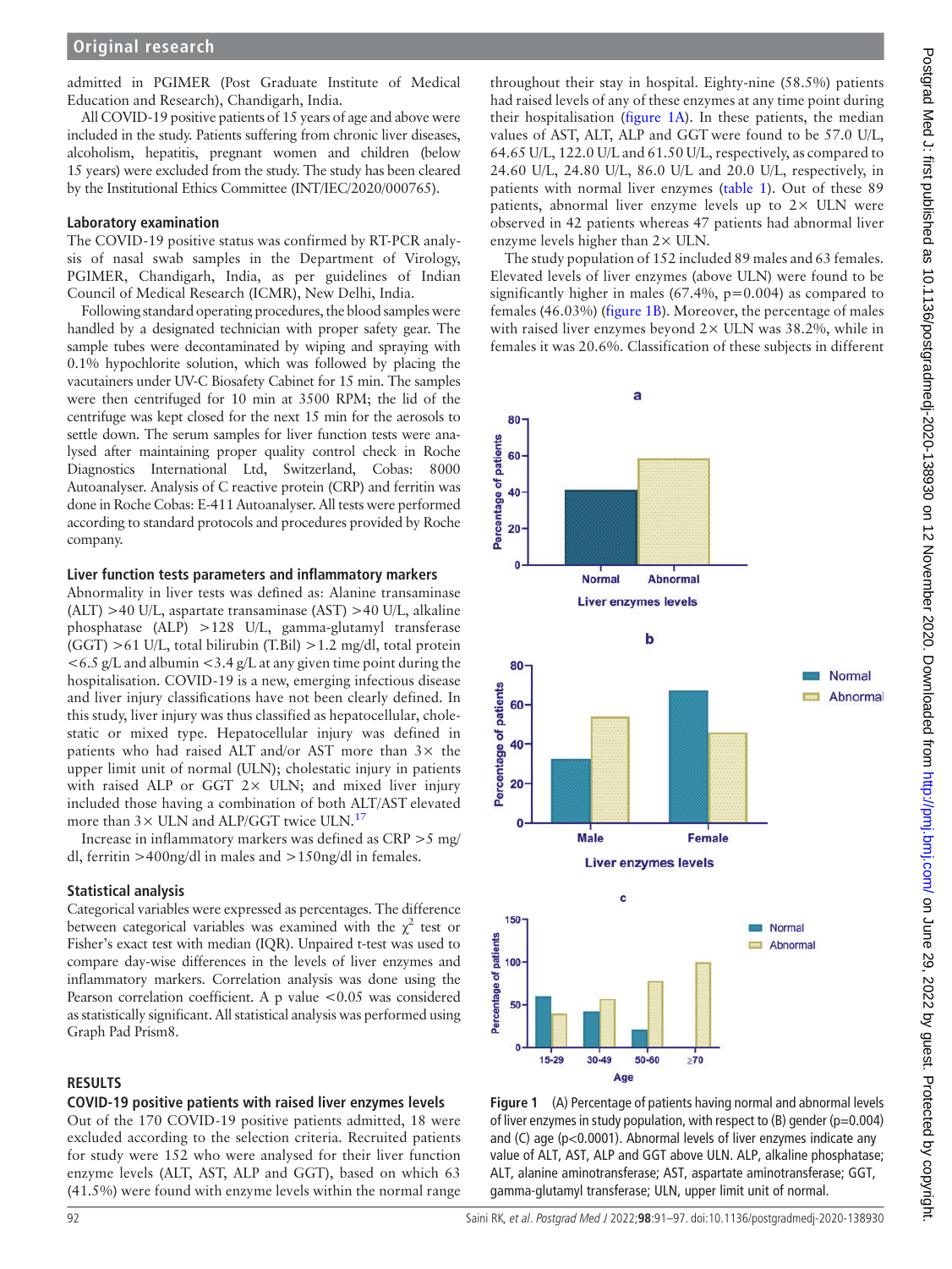admitted in PGIMER (Post Graduate Institute of Medical Education and Research), Chandigarh, India.

All COVID-19 positive patients of 15 years of age and above were included in the study. Patients suffering from chronic liver diseases, alcoholism, hepatitis, pregnant women and children (below 15 years) were excluded from the study. The study has been cleared by the Institutional Ethics Committee (INT/IEC/2020/000765).

### Laboratory examination

The COVID-19 positive status was confirmed by RT-PCR analysis of nasal swab samples in the Department of Virology, PGIMER, Chandigarh, India, as per guidelines of Indian Council of Medical Research (ICMR), New Delhi, India.

Following standard operating procedures, the blood samples were handled by a designated technician with proper safety gear. The sample tubes were decontaminated by wiping and spraying with 0.1% hypochlorite solution, which was followed by placing the vacutainers under UV-C Biosafety Cabinet for 15 min. The samples were then centrifuged for 10 min at 3500 RPM; the lid of the centrifuge was kept closed for the next 15 min for the aerosols to settle down. The serum samples for liver function tests were analysed after maintaining proper quality control check in Roche Diagnostics International Ltd, Switzerland, Cobas: 8000 Autoanalyser. Analysis of C reactive protein (CRP) and ferritin was done in Roche Cobas: E-411 Autoanalyser. All tests were performed according to standard protocols and procedures provided by Roche company.

### Liver function tests parameters and inflammatory markers

Abnormality in liver tests was defined as: Alanine transaminase (ALT) >40 U/L, aspartate transaminase (AST) >40 U/L, alkaline phosphatase (ALP) >128 U/L, gamma-glutamyl transferase (GGT) >61 U/L, total bilirubin (T.Bil) >1.2 mg/dl, total protein <6.5 g/L and albumin <3.4 g/L at any given time point during the hospitalisation. COVID-19 is a new, emerging infectious disease and liver injury classifications have not been clearly defined. In this study, liver injury was thus classified as hepatocellular, cholestatic or mixed type. Hepatocellular injury was defined in patients who had raised ALT and/or AST more than 3× the upper limit unit of normal (ULN); cholestatic injury in patients with raised ALP or GGT 2× ULN; and mixed liver injury included those having a combination of both ALT/AST elevated more than 3× ULN and ALP/GGT twice ULN.[17]

Increase in inflammatory markers was defined as CRP >5 mg/dl, ferritin >400ng/dl in males and >150ng/dl in females.

### Statistical analysis

Categorical variables were expressed as percentages. The difference between categorical variables was examined with the $\chi^2$ test or Fisher's exact test with median (IQR). Unpaired t-test was used to compare day-wise differences in the levels of liver enzymes and inflammatory markers. Correlation analysis was done using the Pearson correlation coefficient. A p value <0.05 was considered as statistically significant. All statistical analysis was performed using Graph Pad Prism8.

## RESULTS

### COVID-19 positive patients with raised liver enzymes levels

Out of the 170 COVID-19 positive patients admitted, 18 were excluded according to the selection criteria. Recruited patients for study were 152 who were analysed for their liver function enzyme levels (ALT, AST, ALP and GGT), based on which 63 (41.5%) were found with enzyme levels within the normal range throughout their stay in hospital. Eighty-nine (58.5%) patients had raised levels of any of these enzymes at any time point during their hospitalisation (figure 1A). In these patients, the median values of AST, ALT, ALP and GGT were found to be 57.0 U/L, 64.65 U/L, 122.0 U/L and 61.50 U/L, respectively, as compared to 24.60 U/L, 24.80 U/L, 86.0 U/L and 20.0 U/L, respectively, in patients with normal liver enzymes (table 1). Out of these 89 patients, abnormal liver enzyme levels up to 2× ULN were observed in 42 patients whereas 47 patients had abnormal liver enzyme levels higher than 2× ULN.

The study population of 152 included 89 males and 63 females. Elevated levels of liver enzymes (above ULN) were found to be significantly higher in males (67.4%, p=0.004) as compared to females (46.03%) (figure 1B). Moreover, the percentage of males with raised liver enzymes beyond 2× ULN was 38.2%, while in females it was 20.6%. Classification of these subjects in different

Figure 1 (A) Percentage of patients having normal and abnormal levels of liver enzymes in study population, with respect to (B) gender (p=0.004) and (C) age (p<0.0001). Abnormal levels of liver enzymes indicate any value of ALT, AST, ALP and GGT above ULN. ALP, alkaline phosphatase; ALT, alanine aminotransferase; AST, aspartate aminotransferase; GGT, gamma-glutamyl transferase; ULN, upper limit unit of normal.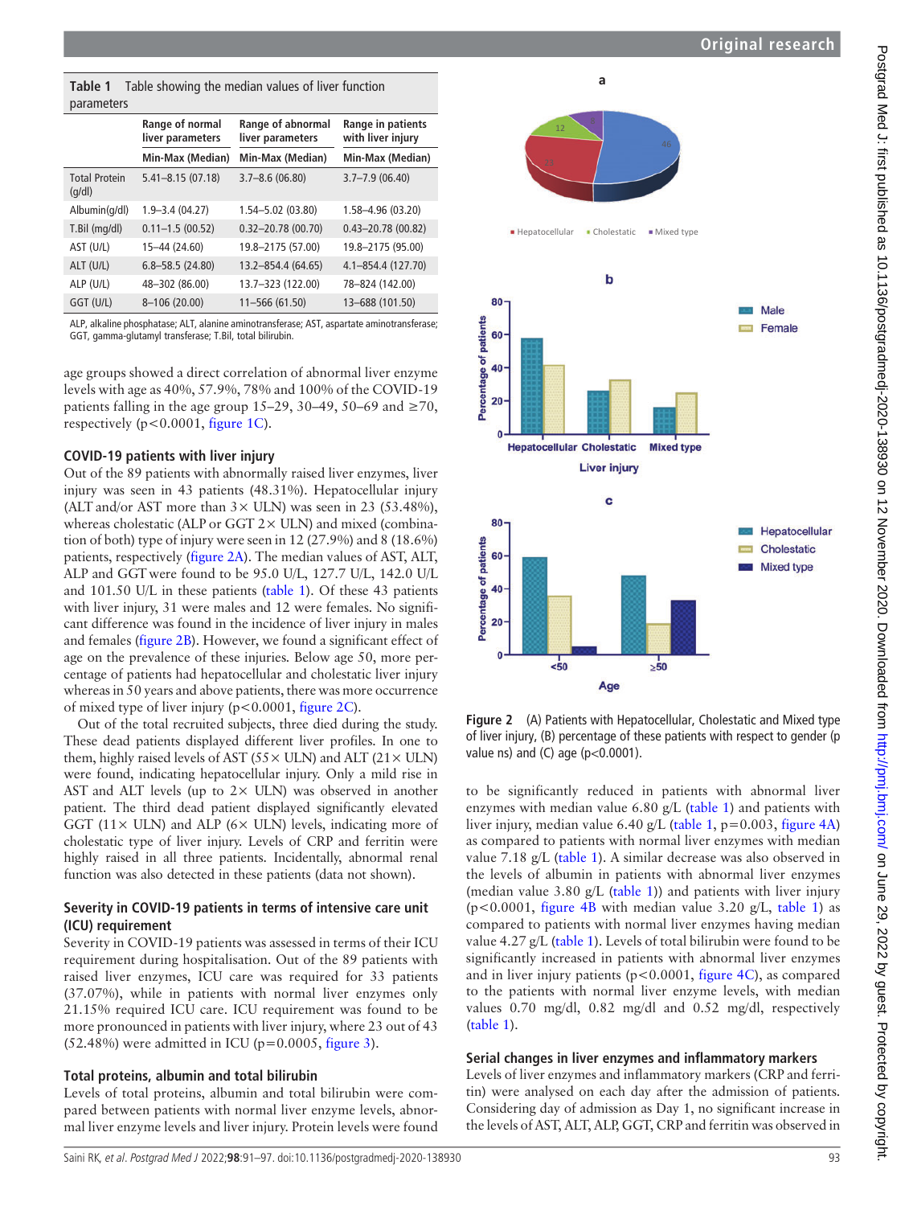**Table 1** Table showing the median values of liver function parameters

| | Range of normal liver parameters | Range of abnormal liver parameters | Range in patients with liver injury |
|---|---|---|---|
| | Min-Max (Median) | Min-Max (Median) | Min-Max (Median) |
| Total Protein (g/dl) | 5.41–8.15 (07.18) | 3.7–8.6 (06.80) | 3.7–7.9 (06.40) |
| Albumin(g/dl) | 1.9–3.4 (04.27) | 1.54–5.02 (03.80) | 1.58–4.96 (03.20) |
| T.Bil (mg/dl) | 0.11–1.5 (00.52) | 0.32–20.78 (00.70) | 0.43–20.78 (00.82) |
| AST (U/L) | 15–44 (24.60) | 19.8–2175 (57.00) | 19.8–2175 (95.00) |
| ALT (U/L) | 6.8–58.5 (24.80) | 13.2–854.4 (64.65) | 4.1–854.4 (127.70) |
| ALP (U/L) | 48–302 (86.00) | 13.7–323 (122.00) | 78–824 (142.00) |
| GGT (U/L) | 8–106 (20.00) | 11–566 (61.50) | 13–688 (101.50) |

ALP, alkaline phosphatase; ALT, alanine aminotransferase; AST, aspartate aminotransferase; GGT, gamma-glutamyl transferase; T.Bil, total bilirubin.

age groups showed a direct correlation of abnormal liver enzyme levels with age as 40%, 57.9%, 78% and 100% of the COVID-19 patients falling in the age group 15–29, 30–49, 50–69 and ≥70, respectively ($p<0.0001$, figure 1C).

### COVID-19 patients with liver injury

Out of the 89 patients with abnormally raised liver enzymes, liver injury was seen in 43 patients (48.31%). Hepatocellular injury (ALT and/or AST more than 3× ULN) was seen in 23 (53.48%), whereas cholestatic (ALP or GGT 2× ULN) and mixed (combination of both) type of injury were seen in 12 (27.9%) and 8 (18.6%) patients, respectively (figure 2A). The median values of AST, ALT, ALP and GGT were found to be 95.0 U/L, 127.7 U/L, 142.0 U/L and 101.50 U/L in these patients (table 1). Of these 43 patients with liver injury, 31 were males and 12 were females. No significant difference was found in the incidence of liver injury in males and females (figure 2B). However, we found a significant effect of age on the prevalence of these injuries. Below age 50, more percentage of patients had hepatocellular and cholestatic liver injury whereas in 50 years and above patients, there was more occurrence of mixed type of liver injury ($p<0.0001$, figure 2C).

Out of the total recruited subjects, three died during the study. These dead patients displayed different liver profiles. In one to them, highly raised levels of AST (55× ULN) and ALT (21× ULN) were found, indicating hepatocellular injury. Only a mild rise in AST and ALT levels (up to 2× ULN) was observed in another patient. The third dead patient displayed significantly elevated GGT (11× ULN) and ALP (6× ULN) levels, indicating more of cholestatic type of liver injury. Levels of CRP and ferritin were highly raised in all three patients. Incidentally, abnormal renal function was also detected in these patients (data not shown).

### Severity in COVID-19 patients in terms of intensive care unit (ICU) requirement

Severity in COVID-19 patients was assessed in terms of their ICU requirement during hospitalisation. Out of the 89 patients with raised liver enzymes, ICU care was required for 33 patients (37.07%), while in patients with normal liver enzymes only 21.15% required ICU care. ICU requirement was found to be more pronounced in patients with liver injury, where 23 out of 43 (52.48%) were admitted in ICU ($p=0.0005$, figure 3).

### Total proteins, albumin and total bilirubin

Levels of total proteins, albumin and total bilirubin were compared between patients with normal liver enzyme levels, abnormal liver enzyme levels and liver injury. Protein levels were found to be significantly reduced in patients with abnormal liver enzymes with median value 6.80 g/L (table 1) and patients with liver injury, median value 6.40 g/L (table 1, $p=0.003$, figure 4A) as compared to patients with normal liver enzymes with median value 7.18 g/L (table 1). A similar decrease was also observed in the levels of albumin in patients with abnormal liver enzymes (median value 3.80 g/L (table 1)) and patients with liver injury ($p<0.0001$, figure 4B with median value 3.20 g/L, table 1) as compared to patients with normal liver enzymes having median value 4.27 g/L (table 1). Levels of total bilirubin were found to be significantly increased in patients with abnormal liver enzymes and in liver injury patients ($p<0.0001$, figure 4C), as compared to the patients with normal liver enzyme levels, with median values 0.70 mg/dl, 0.82 mg/dl and 0.52 mg/dl, respectively (table 1).

Figure 2 (A) Patients with Hepatocellular, Cholestatic and Mixed type of liver injury, (B) percentage of these patients with respect to gender (p value ns) and (C) age ($p<0.0001$).

### Serial changes in liver enzymes and inflammatory markers

Levels of liver enzymes and inflammatory markers (CRP and ferritin) were analysed on each day after the admission of patients. Considering day of admission as Day 1, no significant increase in the levels of AST, ALT, ALP, GGT, CRP and ferritin was observed in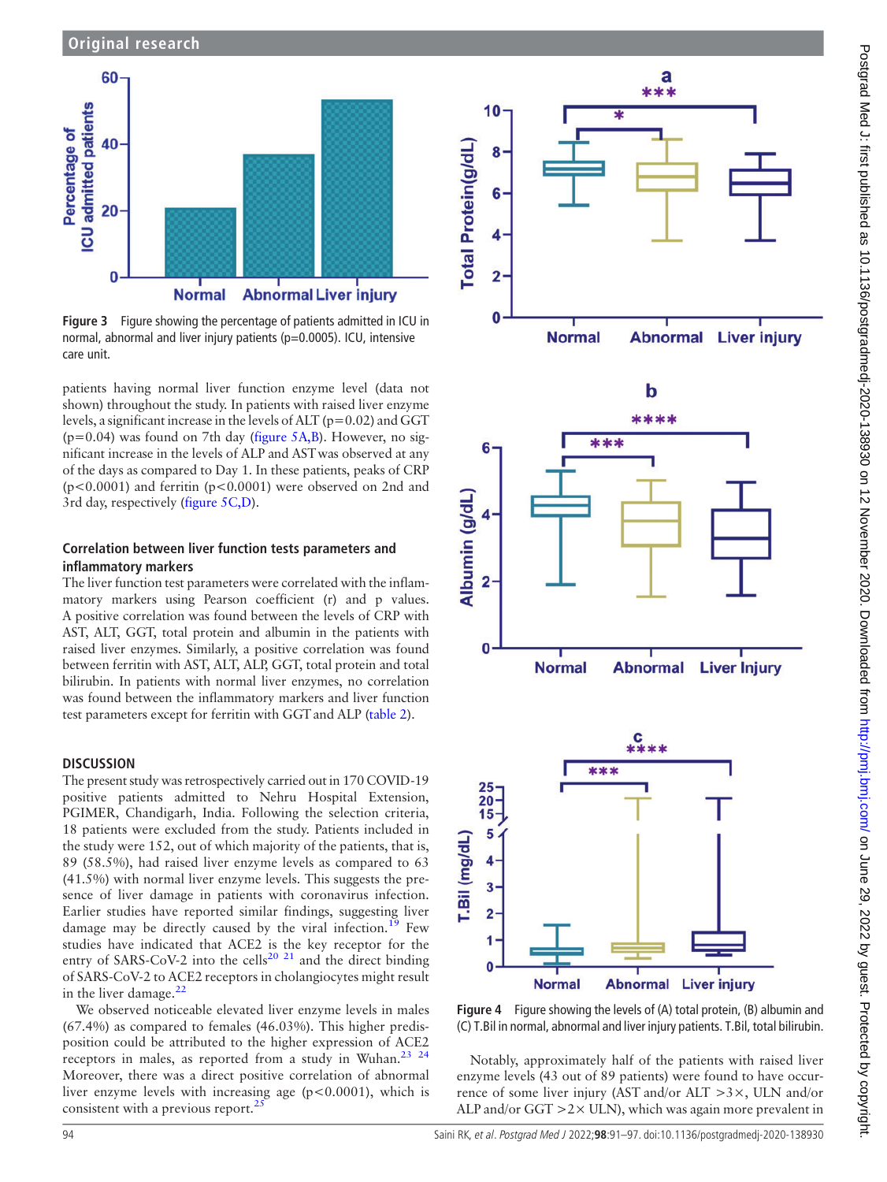**Figure 3** Figure showing the percentage of patients admitted in ICU in normal, abnormal and liver injury patients (p=0.0005). ICU, intensive care unit.

patients having normal liver function enzyme level (data not shown) throughout the study. In patients with raised liver enzyme levels, a significant increase in the levels of ALT (p=0.02) and GGT (p=0.04) was found on 7th day (figure 5A,B). However, no significant increase in the levels of ALP and AST was observed at any of the days as compared to Day 1. In these patients, peaks of CRP (p<0.0001) and ferritin (p<0.0001) were observed on 2nd and 3rd day, respectively (figure 5C,D).

### Correlation between liver function tests parameters and inflammatory markers

The liver function test parameters were correlated with the inflammatory markers using Pearson coefficient (r) and p values. A positive correlation was found between the levels of CRP with AST, ALT, GGT, total protein and albumin in the patients with raised liver enzymes. Similarly, a positive correlation was found between ferritin with AST, ALT, ALP, GGT, total protein and total bilirubin. In patients with normal liver enzymes, no correlation was found between the inflammatory markers and liver function test parameters except for ferritin with GGT and ALP (table 2).

## DISCUSSION

The present study was retrospectively carried out in 170 COVID-19 positive patients admitted to Nehru Hospital Extension, PGIMER, Chandigarh, India. Following the selection criteria, 18 patients were excluded from the study. Patients included in the study were 152, out of which majority of the patients, that is, 89 (58.5%), had raised liver enzyme levels as compared to 63 (41.5%) with normal liver enzyme levels. This suggests the presence of liver damage in patients with coronavirus infection. Earlier studies have reported similar findings, suggesting liver damage may be directly caused by the viral infection.[19] Few studies have indicated that ACE2 is the key receptor for the entry of SARS-CoV-2 into the cells[20 21] and the direct binding of SARS-CoV-2 to ACE2 receptors in cholangiocytes might result in the liver damage.[22]

We observed noticeable elevated liver enzyme levels in males (67.4%) as compared to females (46.03%). This higher predisposition could be attributed to the higher expression of ACE2 receptors in males, as reported from a study in Wuhan.[23 24] Moreover, there was a direct positive correlation of abnormal liver enzyme levels with increasing age (p<0.0001), which is consistent with a previous report.[25]

**Figure 4** Figure showing the levels of (A) total protein, (B) albumin and (C) T.Bil in normal, abnormal and liver injury patients. T.Bil, total bilirubin.

Notably, approximately half of the patients with raised liver enzyme levels (43 out of 89 patients) were found to have occurrence of some liver injury (AST and/or ALT >3×, ULN and/or ALP and/or GGT >2× ULN), which was again more prevalent in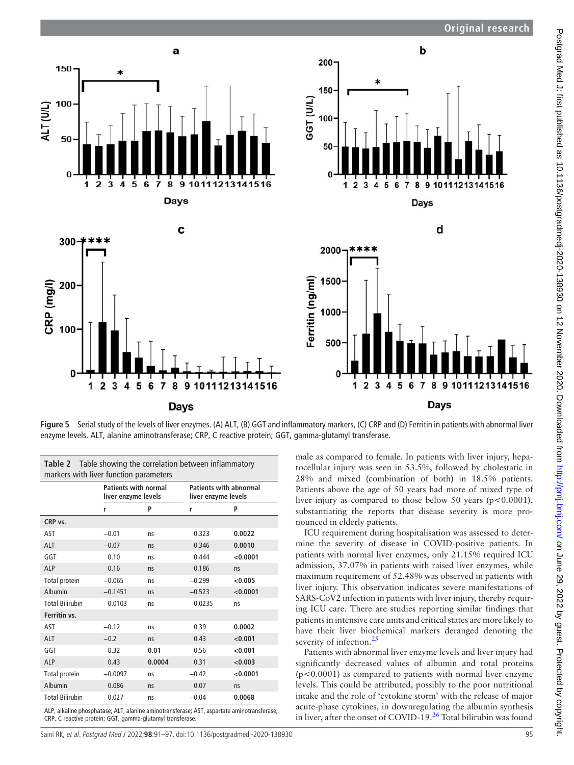Figure 5 Serial study of the levels of liver enzymes. (A) ALT, (B) GGT and inflammatory markers, (C) CRP and (D) Ferritin in patients with abnormal liver enzyme levels. ALT, alanine aminotransferase; CRP, C reactive protein; GGT, gamma-glutamyl transferase.

**Table 2** Table showing the correlation between inflammatory markers with liver function parameters

| | Patients with normal liver enzyme levels | | Patients with abnormal liver enzyme levels | |
|---|---|---|---|---|
| | r | P | r | P |
| **CRP vs.** | | | | |
| AST | −0.01 | ns | 0.323 | **0.0022** |
| ALT | −0.07 | ns | 0.346 | **0.0010** |
| GGT | 0.10 | ns | 0.444 | **<0.0001** |
| ALP | 0.16 | ns | 0.186 | ns |
| Total protein | −0.065 | ns | −0.299 | **<0.005** |
| Albumin | −0.1451 | ns | −0.523 | **<0.0001** |
| Total Bilirubin | 0.0103 | ns | 0.0235 | ns |
| **Ferritin vs.** | | | | |
| AST | −0.12 | ns | 0.39 | **0.0002** |
| ALT | −0.2 | ns | 0.43 | **<0.001** |
| GGT | 0.32 | **0.01** | 0.56 | **<0.001** |
| ALP | 0.43 | **0.0004** | 0.31 | **<0.003** |
| Total protein | −0.0097 | ns | −0.42 | **<0.0001** |
| Albumin | 0.086 | ns | 0.07 | ns |
| Total Bilirubin | 0.027 | ns | −0.04 | **0.0068** |

ALP, alkaline phosphatase; ALT, alanine aminotransferase; AST, aspartate aminotransferase; CRP, C reactive protein; GGT, gamma-glutamyl transferase.

male as compared to female. In patients with liver injury, hepatocellular injury was seen in 53.5%, followed by cholestatic in 28% and mixed (combination of both) in 18.5% patients. Patients above the age of 50 years had more of mixed type of liver injury as compared to those below 50 years ($p<0.0001$), substantiating the reports that disease severity is more pronounced in elderly patients.

ICU requirement during hospitalisation was assessed to determine the severity of disease in COVID-positive patients. In patients with normal liver enzymes, only 21.15% required ICU admission, 37.07% in patients with raised liver enzymes, while maximum requirement of 52.48% was observed in patients with liver injury. This observation indicates severe manifestations of SARS-CoV2 infection in patients with liver injury, thereby requiring ICU care. There are studies reporting similar findings that patients in intensive care units and critical states are more likely to have their liver biochemical markers deranged denoting the severity of infection.[25]

Patients with abnormal liver enzyme levels and liver injury had significantly decreased values of albumin and total proteins ($p<0.0001$) as compared to patients with normal liver enzyme levels. This could be attributed, possibly to the poor nutritional intake and the role of 'cytokine storm' with the release of major acute-phase cytokines, in downregulating the albumin synthesis in liver, after the onset of COVID-19.[26] Total bilirubin was found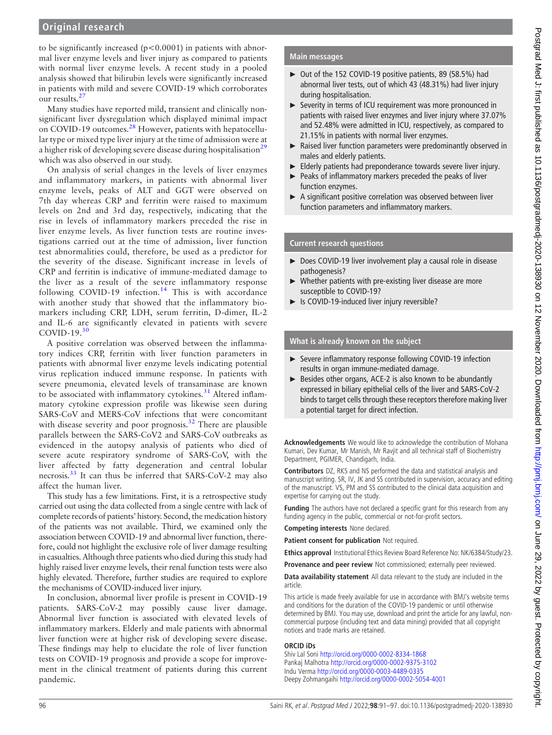to be significantly increased ($p<0.0001$) in patients with abnormal liver enzyme levels and liver injury as compared to patients with normal liver enzyme levels. A recent study in a pooled analysis showed that bilirubin levels were significantly increased in patients with mild and severe COVID-19 which corroborates our results.[27]

Many studies have reported mild, transient and clinically non-significant liver dysregulation which displayed minimal impact on COVID-19 outcomes.[28] However, patients with hepatocellular type or mixed type liver injury at the time of admission were at a higher risk of developing severe disease during hospitalisation[29] which was also observed in our study.

On analysis of serial changes in the levels of liver enzymes and inflammatory markers, in patients with abnormal liver enzyme levels, peaks of ALT and GGT were observed on 7th day whereas CRP and ferritin were raised to maximum levels on 2nd and 3rd day, respectively, indicating that the rise in levels of inflammatory markers preceded the rise in liver enzyme levels. As liver function tests are routine investigations carried out at the time of admission, liver function test abnormalities could, therefore, be used as a predictor for the severity of the disease. Significant increase in levels of CRP and ferritin is indicative of immune-mediated damage to the liver as a result of the severe inflammatory response following COVID-19 infection.[14] This is with accordance with another study that showed that the inflammatory biomarkers including CRP, LDH, serum ferritin, D-dimer, IL-2 and IL-6 are significantly elevated in patients with severe COVID-19.[30]

A positive correlation was observed between the inflammatory indices CRP, ferritin with liver function parameters in patients with abnormal liver enzyme levels indicating potential virus replication induced immune response. In patients with severe pneumonia, elevated levels of transaminase are known to be associated with inflammatory cytokines.[31] Altered inflammatory cytokine expression profile was likewise seen during SARS-CoV and MERS-CoV infections that were concomitant with disease severity and poor prognosis.[32] There are plausible parallels between the SARS-CoV2 and SARS-CoV outbreaks as evidenced in the autopsy analysis of patients who died of severe acute respiratory syndrome of SARS-CoV, with the liver affected by fatty degeneration and central lobular necrosis.[33] It can thus be inferred that SARS-CoV-2 may also affect the human liver.

This study has a few limitations. First, it is a retrospective study carried out using the data collected from a single centre with lack of complete records of patients' history. Second, the medication history of the patients was not available. Third, we examined only the association between COVID-19 and abnormal liver function, therefore, could not highlight the exclusive role of liver damage resulting in casualties. Although three patients who died during this study had highly raised liver enzyme levels, their renal function tests were also highly elevated. Therefore, further studies are required to explore the mechanisms of COVID-induced liver injury.

In conclusion, abnormal liver profile is present in COVID-19 patients. SARS-CoV-2 may possibly cause liver damage. Abnormal liver function is associated with elevated levels of inflammatory markers. Elderly and male patients with abnormal liver function were at higher risk of developing severe disease. These findings may help to elucidate the role of liver function tests on COVID-19 prognosis and provide a scope for improvement in the clinical treatment of patients during this current pandemic.

## Main messages

- Out of the 152 COVID-19 positive patients, 89 (58.5%) had abnormal liver tests, out of which 43 (48.31%) had liver injury during hospitalisation.
- Severity in terms of ICU requirement was more pronounced in patients with raised liver enzymes and liver injury where 37.07% and 52.48% were admitted in ICU, respectively, as compared to 21.15% in patients with normal liver enzymes.
- Raised liver function parameters were predominantly observed in males and elderly patients.
- Elderly patients had preponderance towards severe liver injury.
- Peaks of inflammatory markers preceded the peaks of liver function enzymes.
- A significant positive correlation was observed between liver function parameters and inflammatory markers.

## Current research questions

- Does COVID-19 liver involvement play a causal role in disease pathogenesis?
- Whether patients with pre-existing liver disease are more susceptible to COVID-19?
- Is COVID-19-induced liver injury reversible?

## What is already known on the subject

- Severe inflammatory response following COVID-19 infection results in organ immune-mediated damage.
- Besides other organs, ACE-2 is also known to be abundantly expressed in biliary epithelial cells of the liver and SARS-CoV-2 binds to target cells through these receptors therefore making liver a potential target for direct infection.

**Acknowledgements** We would like to acknowledge the contribution of Mohana Kumari, Dev Kumar, Mr Manish, Mr Ravjit and all technical staff of Biochemistry Department, PGIMER, Chandigarh, India.

**Contributors** DZ, RKS and NS performed the data and statistical analysis and manuscript writing. SR, IV, JK and SS contributed in supervision, accuracy and editing of the manuscript. VS, PM and SS contributed to the clinical data acquisition and expertise for carrying out the study.

**Funding** The authors have not declared a specific grant for this research from any funding agency in the public, commercial or not-for-profit sectors.

**Competing interests** None declared.

**Patient consent for publication** Not required.

**Ethics approval** Institutional Ethics Review Board Reference No: NK/6384/Study/23.

**Provenance and peer review** Not commissioned; externally peer reviewed.

**Data availability statement** All data relevant to the study are included in the article.

This article is made freely available for use in accordance with BMJ's website terms and conditions for the duration of the COVID-19 pandemic or until otherwise determined by BMJ. You may use, download and print the article for any lawful, non-commercial purpose (including text and data mining) provided that all copyright notices and trade marks are retained.

**ORCID iDs**

Shiv Lal Soni http://orcid.org/0000-0002-8334-1868
Pankaj Malhotra http://orcid.org/0000-0002-9375-3102
Indu Verma http://orcid.org/0000-0003-4489-0335
Deepy Zohmangaihi http://orcid.org/0000-0002-5054-4001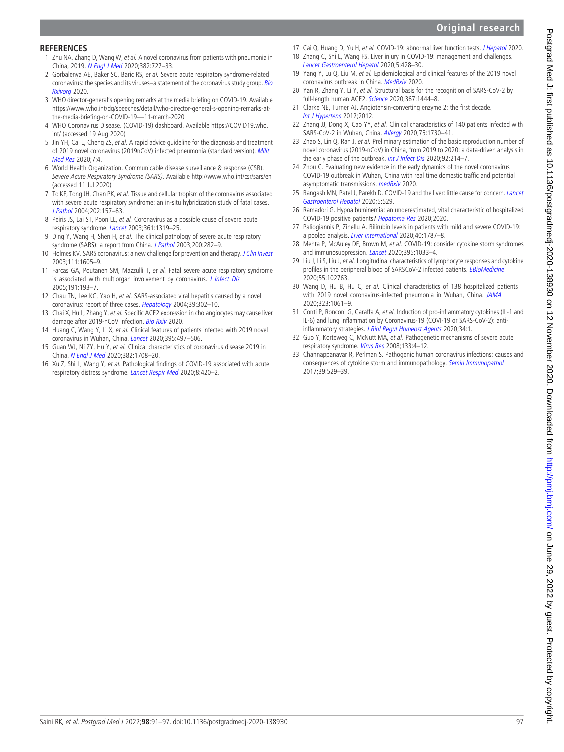## REFERENCES

1. Zhu NA, Zhang D, Wang W, *et al.* A novel coronavirus from patients with pneumonia in China, 2019. *N Engl J Med* 2020;382:727–33.
2. Gorbalenya AE, Baker SC, Baric RS, *et al.* Severe acute respiratory syndrome-related coronavirus: the species and its viruses–a statement of the coronavirus study group. *Bio Rxivorg* 2020.
3. WHO director-general's opening remarks at the media briefing on COVID-19. Available https://www.who.int/dg/speeches/detail/who-director-general-s-opening-remarks-at-the-media-briefing-on-COVID-19—11-march-2020
4. WHO Coronavirus Disease. (COVID-19) dashboard. Available https://COVID19.who.int/ (accessed 19 Aug 2020)
5. Jin YH, Cai L, Cheng ZS, *et al.* A rapid advice guideline for the diagnosis and treatment of 2019 novel coronavirus (2019nCoV) infected pneumonia (standard version). *Milit Med Res* 2020;7:4.
6. World Health Organization. Communicable disease surveillance & response (CSR). *Severe Acute Respiratory Syndrome (SARS)*. Available http://www.who.int/csr/sars/en (accessed 11 Jul 2020)
7. To KF, Tong JH, Chan PK, *et al.* Tissue and cellular tropism of the coronavirus associated with severe acute respiratory syndrome: an in-situ hybridization study of fatal cases. *J Pathol* 2004;202:157–63.
8. Peiris JS, Lai ST, Poon LL, *et al.* Coronavirus as a possible cause of severe acute respiratory syndrome. *Lancet* 2003;361:1319–25.
9. Ding Y, Wang H, Shen H, *et al.* The clinical pathology of severe acute respiratory syndrome (SARS): a report from China. *J Pathol* 2003;200:282–9.
10. Holmes KV. SARS coronavirus: a new challenge for prevention and therapy. *J Clin Invest* 2003;111:1605–9.
11. Farcas GA, Poutanen SM, Mazzulli T, *et al.* Fatal severe acute respiratory syndrome is associated with multiorgan involvement by coronavirus. *J Infect Dis* 2005;191:193–7.
12. Chau TN, Lee KC, Yao H, *et al.* SARS-associated viral hepatitis caused by a novel coronavirus: report of three cases. *Hepatology* 2004;39:302–10.
13. Chai X, Hu L, Zhang Y, *et al.* Specific ACE2 expression in cholangiocytes may cause liver damage after 2019-nCoV infection. *Bio Rxiv* 2020.
14. Huang C, Wang Y, Li X, *et al.* Clinical features of patients infected with 2019 novel coronavirus in Wuhan, China. *Lancet* 2020;395:497–506.
15. Guan WJ, Ni ZY, Hu Y, *et al.* Clinical characteristics of coronavirus disease 2019 in China. *N Engl J Med* 2020;382:1708–20.
16. Xu Z, Shi L, Wang Y, *et al.* Pathological findings of COVID-19 associated with acute respiratory distress syndrome. *Lancet Respir Med* 2020;8:420–2.
17. Cai Q, Huang D, Yu H, *et al.* COVID-19: abnormal liver function tests. *J Hepatol* 2020.
18. Zhang C, Shi L, Wang FS. Liver injury in COVID-19: management and challenges. *Lancet Gastroenterol Hepatol* 2020;5:428–30.
19. Yang Y, Lu Q, Liu M, *et al.* Epidemiological and clinical features of the 2019 novel coronavirus outbreak in China. *MedRxiv* 2020.
20. Yan R, Zhang Y, Li Y, *et al.* Structural basis for the recognition of SARS-CoV-2 by full-length human ACE2. *Science* 2020;367:1444–8.
21. Clarke NE, Turner AJ. Angiotensin-converting enzyme 2: the first decade. *Int J Hypertens* 2012;2012.
22. Zhang JJ, Dong X, Cao YY, *et al.* Clinical characteristics of 140 patients infected with SARS-CoV-2 in Wuhan, China. *Allergy* 2020;75:1730–41.
23. Zhao S, Lin Q, Ran J, *et al.* Preliminary estimation of the basic reproduction number of novel coronavirus (2019-nCoV) in China, from 2019 to 2020: a data-driven analysis in the early phase of the outbreak. *Int J Infect Dis* 2020;92:214–7.
24. Zhou C. Evaluating new evidence in the early dynamics of the novel coronavirus COVID-19 outbreak in Wuhan, China with real time domestic traffic and potential asymptomatic transmissions. *medRxiv* 2020.
25. Bangash MN, Patel J, Parekh D. COVID-19 and the liver: little cause for concern. *Lancet Gastroenterol Hepatol* 2020;5:529.
26. Ramadori G. Hypoalbuminemia: an underestimated, vital characteristic of hospitalized COVID-19 positive patients? *Hepatoma Res* 2020;2020.
27. Paliogiannis P, Zinellu A. Bilirubin levels in patients with mild and severe COVID-19: a pooled analysis. *Liver International* 2020;40:1787–8.
28. Mehta P, McAuley DF, Brown M, *et al.* COVID-19: consider cytokine storm syndromes and immunosuppression. *Lancet* 2020;395:1033–4.
29. Liu J, Li S, Liu J, *et al.* Longitudinal characteristics of lymphocyte responses and cytokine profiles in the peripheral blood of SARSCoV-2 infected patients. *EBioMedicine* 2020;55:102763.
30. Wang D, Hu B, Hu C, *et al.* Clinical characteristics of 138 hospitalized patients with 2019 novel coronavirus-infected pneumonia in Wuhan, China. *JAMA* 2020;323:1061–9.
31. Conti P, Ronconi G, Caraffa A, *et al.* Induction of pro-inflammatory cytokines (IL-1 and IL-6) and lung inflammation by Coronavirus-19 (COVI-19 or SARS-CoV-2): anti-inflammatory strategies. *J Biol Regul Homeost Agents* 2020;34:1.
32. Guo Y, Korteweg C, McNutt MA, *et al.* Pathogenetic mechanisms of severe acute respiratory syndrome. *Virus Res* 2008;133:4–12.
33. Channappanavar R, Perlman S. Pathogenic human coronavirus infections: causes and consequences of cytokine storm and immunopathology. *Semin Immunopathol* 2017;39:529–39.